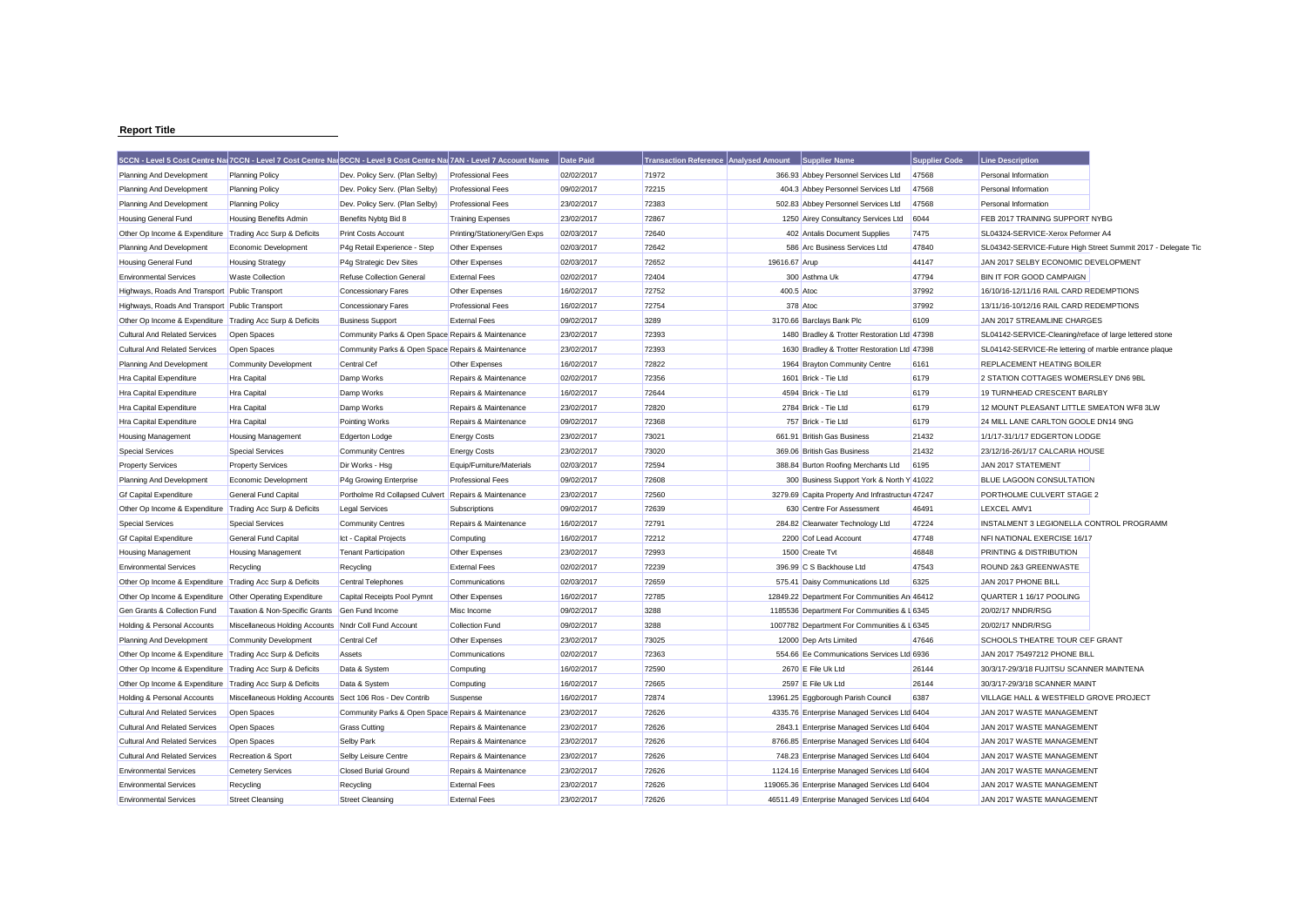**Report Title**

| 5CCN - Level 5 Cost Centre Na | 7CCN - Level 7 Cost Centre Na | 9CCN - Level 9 Cost Centre Na | 7AN - Level 7 Account Name | Date Paid | Transaction Reference | Analysed Amount | Supplier Name | Supplier Code | Line Description |
|---|---|---|---|---|---|---|---|---|---|
| Planning And Development | Planning Policy | Dev. Policy Serv. (Plan Selby) | Professional Fees | 02/02/2017 | 71972 | 366.93 | Abbey Personnel Services Ltd | 47568 | Personal Information |
| Planning And Development | Planning Policy | Dev. Policy Serv. (Plan Selby) | Professional Fees | 09/02/2017 | 72215 | 404.3 | Abbey Personnel Services Ltd | 47568 | Personal Information |
| Planning And Development | Planning Policy | Dev. Policy Serv. (Plan Selby) | Professional Fees | 23/02/2017 | 72383 | 502.83 | Abbey Personnel Services Ltd | 47568 | Personal Information |
| Housing General Fund | Housing Benefits Admin | Benefits Nybtg Bid 8 | Training Expenses | 23/02/2017 | 72867 | 1250 | Airey Consultancy Services Ltd | 6044 | FEB 2017 TRAINING SUPPORT NYBG |
| Other Op Income & Expenditure | Trading Acc Surp & Deficits | Print Costs Account | Printing/Stationery/Gen Exps | 02/03/2017 | 72640 | 402 | Antalis Document Supplies | 7475 | SL04324-SERVICE-Xerox Peformer A4 |
| Planning And Development | Economic Development | P4g Retail Experience - Step | Other Expenses | 02/03/2017 | 72642 | 586 | Arc Business Services Ltd | 47840 | SL04342-SERVICE-Future High Street Summit 2017 - Delegate Tic |
| Housing General Fund | Housing Strategy | P4g Strategic Dev Sites | Other Expenses | 02/03/2017 | 72652 | 19616.67 | Arup | 44147 | JAN 2017 SELBY ECONOMIC DEVELOPMENT |
| Environmental Services | Waste Collection | Refuse Collection General | External Fees | 02/02/2017 | 72404 | 300 | Asthma Uk | 47794 | BIN IT FOR GOOD CAMPAIGN |
| Highways, Roads And Transport | Public Transport | Concessionary Fares | Other Expenses | 16/02/2017 | 72752 | 400.5 | Atoc | 37992 | 16/10/16-12/11/16 RAIL CARD REDEMPTIONS |
| Highways, Roads And Transport | Public Transport | Concessionary Fares | Professional Fees | 16/02/2017 | 72754 | 378 | Atoc | 37992 | 13/11/16-10/12/16 RAIL CARD REDEMPTIONS |
| Other Op Income & Expenditure | Trading Acc Surp & Deficits | Business Support | External Fees | 09/02/2017 | 3289 | 3170.66 | Barclays Bank Plc | 6109 | JAN 2017 STREAMLINE CHARGES |
| Cultural And Related Services | Open Spaces | Community Parks & Open Space | Repairs & Maintenance | 23/02/2017 | 72393 | 1480 | Bradley & Trotter Restoration Ltd | 47398 | SL04142-SERVICE-Cleaning/reface of large lettered stone |
| Cultural And Related Services | Open Spaces | Community Parks & Open Space | Repairs & Maintenance | 23/02/2017 | 72393 | 1630 | Bradley & Trotter Restoration Ltd | 47398 | SL04142-SERVICE-Re lettering of marble entrance plaque |
| Planning And Development | Community Development | Central Cef | Other Expenses | 16/02/2017 | 72822 | 1964 | Brayton Community Centre | 6161 | REPLACEMENT HEATING BOILER |
| Hra Capital Expenditure | Hra Capital | Damp Works | Repairs & Maintenance | 02/02/2017 | 72356 | 1601 | Brick - Tie Ltd | 6179 | 2 STATION COTTAGES WOMERSLEY DN6 9BL |
| Hra Capital Expenditure | Hra Capital | Damp Works | Repairs & Maintenance | 16/02/2017 | 72644 | 4594 | Brick - Tie Ltd | 6179 | 19 TURNHEAD CRESCENT BARLBY |
| Hra Capital Expenditure | Hra Capital | Damp Works | Repairs & Maintenance | 23/02/2017 | 72820 | 2784 | Brick - Tie Ltd | 6179 | 12 MOUNT PLEASANT LITTLE SMEATON WF8 3LW |
| Hra Capital Expenditure | Hra Capital | Pointing Works | Repairs & Maintenance | 09/02/2017 | 72368 | 757 | Brick - Tie Ltd | 6179 | 24 MILL LANE CARLTON GOOLE DN14 9NG |
| Housing Management | Housing Management | Edgerton Lodge | Energy Costs | 23/02/2017 | 73021 | 661.91 | British Gas Business | 21432 | 1/1/17-31/1/17 EDGERTON LODGE |
| Special Services | Special Services | Community Centres | Energy Costs | 23/02/2017 | 73020 | 369.06 | British Gas Business | 21432 | 23/12/16-26/1/17 CALCARIA HOUSE |
| Property Services | Property Services | Dir Works - Hsg | Equip/Furniture/Materials | 02/03/2017 | 72594 | 388.84 | Burton Roofing Merchants Ltd | 6195 | JAN 2017 STATEMENT |
| Planning And Development | Economic Development | P4g Growing Enterprise | Professional Fees | 09/02/2017 | 72608 | 300 | Business Support York & North Y | 41022 | BLUE LAGOON CONSULTATION |
| Gf Capital Expenditure | General Fund Capital | Portholme Rd Collapsed Culvert | Repairs & Maintenance | 23/02/2017 | 72560 | 3279.69 | Capita Property And Infrastructur | 47247 | PORTHOLME CULVERT STAGE 2 |
| Other Op Income & Expenditure | Trading Acc Surp & Deficits | Legal Services | Subscriptions | 09/02/2017 | 72639 | 630 | Centre For Assessment | 46491 | LEXCEL AMV1 |
| Special Services | Special Services | Community Centres | Repairs & Maintenance | 16/02/2017 | 72791 | 284.82 | Clearwater Technology Ltd | 47224 | INSTALMENT 3 LEGIONELLA CONTROL PROGRAMM |
| Gf Capital Expenditure | General Fund Capital | Ict - Capital Projects | Computing | 16/02/2017 | 72212 | 2200 | Cof Lead Account | 47748 | NFI NATIONAL EXERCISE 16/17 |
| Housing Management | Housing Management | Tenant Participation | Other Expenses | 23/02/2017 | 72993 | 1500 | Create Tvt | 46848 | PRINTING & DISTRIBUTION |
| Environmental Services | Recycling | Recycling | External Fees | 02/02/2017 | 72239 | 396.99 | C S Backhouse Ltd | 47543 | ROUND 2&3 GREENWASTE |
| Other Op Income & Expenditure | Trading Acc Surp & Deficits | Central Telephones | Communications | 02/03/2017 | 72659 | 575.41 | Daisy Communications Ltd | 6325 | JAN 2017 PHONE BILL |
| Other Op Income & Expenditure | Other Operating Expenditure | Capital Receipts Pool Pymnt | Other Expenses | 16/02/2017 | 72785 | 12849.22 | Department For Communities An | 46412 | QUARTER 1 16/17 POOLING |
| Gen Grants & Collection Fund | Taxation & Non-Specific Grants | Gen Fund Income | Misc Income | 09/02/2017 | 3288 | 1185536 | Department For Communities & L | 6345 | 20/02/17 NNDR/RSG |
| Holding & Personal Accounts | Miscellaneous Holding Accounts | Nndr Coll Fund Account | Collection Fund | 09/02/2017 | 3288 | 1007782 | Department For Communities & L | 6345 | 20/02/17 NNDR/RSG |
| Planning And Development | Community Development | Central Cef | Other Expenses | 23/02/2017 | 73025 | 12000 | Dep Arts Limited | 47646 | SCHOOLS THEATRE TOUR CEF GRANT |
| Other Op Income & Expenditure | Trading Acc Surp & Deficits | Assets | Communications | 02/02/2017 | 72363 | 554.66 | Ee Communications Services Ltd | 6936 | JAN 2017 75497212 PHONE BILL |
| Other Op Income & Expenditure | Trading Acc Surp & Deficits | Data & System | Computing | 16/02/2017 | 72590 | 2670 | E File Uk Ltd | 26144 | 30/3/17-29/3/18 FUJITSU SCANNER MAINTENA |
| Other Op Income & Expenditure | Trading Acc Surp & Deficits | Data & System | Computing | 16/02/2017 | 72665 | 2597 | E File Uk Ltd | 26144 | 30/3/17-29/3/18 SCANNER MAINT |
| Holding & Personal Accounts | Miscellaneous Holding Accounts | Sect 106 Ros - Dev Contrib | Suspense | 16/02/2017 | 72874 | 13961.25 | Eggborough Parish Council | 6387 | VILLAGE HALL & WESTFIELD GROVE PROJECT |
| Cultural And Related Services | Open Spaces | Community Parks & Open Space | Repairs & Maintenance | 23/02/2017 | 72626 | 4335.76 | Enterprise Managed Services Ltd | 6404 | JAN 2017 WASTE MANAGEMENT |
| Cultural And Related Services | Open Spaces | Grass Cutting | Repairs & Maintenance | 23/02/2017 | 72626 | 2843.1 | Enterprise Managed Services Ltd | 6404 | JAN 2017 WASTE MANAGEMENT |
| Cultural And Related Services | Open Spaces | Selby Park | Repairs & Maintenance | 23/02/2017 | 72626 | 8766.85 | Enterprise Managed Services Ltd | 6404 | JAN 2017 WASTE MANAGEMENT |
| Cultural And Related Services | Recreation & Sport | Selby Leisure Centre | Repairs & Maintenance | 23/02/2017 | 72626 | 748.23 | Enterprise Managed Services Ltd | 6404 | JAN 2017 WASTE MANAGEMENT |
| Environmental Services | Cemetery Services | Closed Burial Ground | Repairs & Maintenance | 23/02/2017 | 72626 | 1124.16 | Enterprise Managed Services Ltd | 6404 | JAN 2017 WASTE MANAGEMENT |
| Environmental Services | Recycling | Recycling | External Fees | 23/02/2017 | 72626 | 119065.36 | Enterprise Managed Services Ltd | 6404 | JAN 2017 WASTE MANAGEMENT |
| Environmental Services | Street Cleansing | Street Cleansing | External Fees | 23/02/2017 | 72626 | 46511.49 | Enterprise Managed Services Ltd | 6404 | JAN 2017 WASTE MANAGEMENT |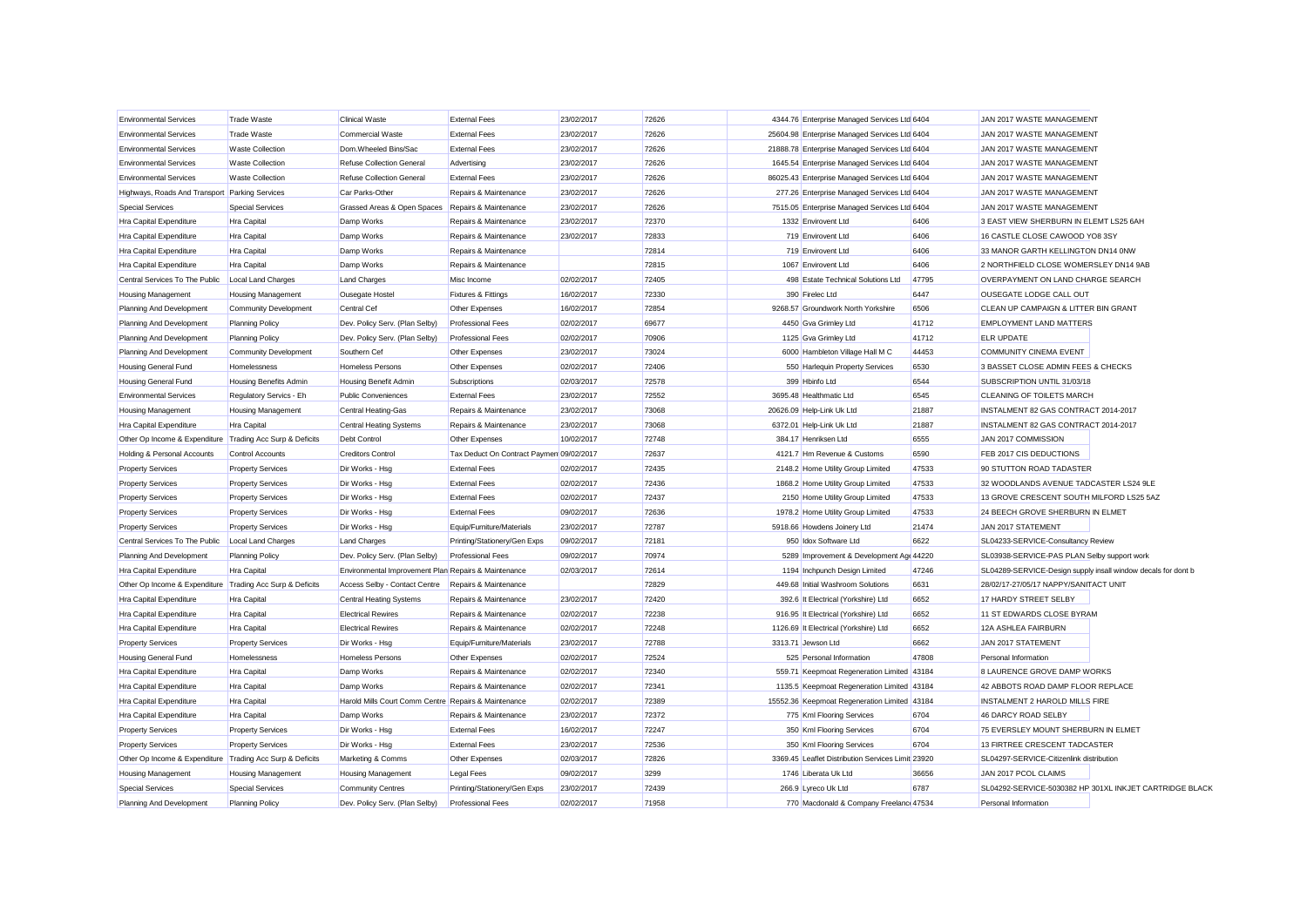| | | | | | | | | | |
|---|---|---|---|---|---|---|---|---|---|
| Environmental Services | Trade Waste | Clinical Waste | External Fees | 23/02/2017 | 72626 | 4344.76 | Enterprise Managed Services Ltd | 6404 | JAN 2017 WASTE MANAGEMENT |
| Environmental Services | Trade Waste | Commercial Waste | External Fees | 23/02/2017 | 72626 | 25604.98 | Enterprise Managed Services Ltd | 6404 | JAN 2017 WASTE MANAGEMENT |
| Environmental Services | Waste Collection | Dom.Wheeled Bins/Sac | External Fees | 23/02/2017 | 72626 | 21888.78 | Enterprise Managed Services Ltd | 6404 | JAN 2017 WASTE MANAGEMENT |
| Environmental Services | Waste Collection | Refuse Collection General | Advertising | 23/02/2017 | 72626 | 1645.54 | Enterprise Managed Services Ltd | 6404 | JAN 2017 WASTE MANAGEMENT |
| Environmental Services | Waste Collection | Refuse Collection General | External Fees | 23/02/2017 | 72626 | 86025.43 | Enterprise Managed Services Ltd | 6404 | JAN 2017 WASTE MANAGEMENT |
| Highways, Roads And Transport | Parking Services | Car Parks-Other | Repairs & Maintenance | 23/02/2017 | 72626 | 277.26 | Enterprise Managed Services Ltd | 6404 | JAN 2017 WASTE MANAGEMENT |
| Special Services | Special Services | Grassed Areas & Open Spaces | Repairs & Maintenance | 23/02/2017 | 72626 | 7515.05 | Enterprise Managed Services Ltd | 6404 | JAN 2017 WASTE MANAGEMENT |
| Hra Capital Expenditure | Hra Capital | Damp Works | Repairs & Maintenance | 23/02/2017 | 72370 | 1332 | Envirovent Ltd | 6406 | 3 EAST VIEW SHERBURN IN ELEMT LS25 6AH |
| Hra Capital Expenditure | Hra Capital | Damp Works | Repairs & Maintenance | 23/02/2017 | 72833 | 719 | Envirovent Ltd | 6406 | 16 CASTLE CLOSE CAWOOD YO8 3SY |
| Hra Capital Expenditure | Hra Capital | Damp Works | Repairs & Maintenance | | 72814 | 719 | Envirovent Ltd | 6406 | 33 MANOR GARTH KELLINGTON DN14 0NW |
| Hra Capital Expenditure | Hra Capital | Damp Works | Repairs & Maintenance | | 72815 | 1067 | Envirovent Ltd | 6406 | 2 NORTHFIELD CLOSE WOMERSLEY DN14 9AB |
| Central Services To The Public | Local Land Charges | Land Charges | Misc Income | 02/02/2017 | 72405 | 498 | Estate Technical Solutions Ltd | 47795 | OVERPAYMENT ON LAND CHARGE SEARCH |
| Housing Management | Housing Management | Ousegate Hostel | Fixtures & Fittings | 16/02/2017 | 72330 | 390 | Firelec Ltd | 6447 | OUSEGATE LODGE CALL OUT |
| Planning And Development | Community Development | Central Cef | Other Expenses | 16/02/2017 | 72854 | 9268.57 | Groundwork North Yorkshire | 6506 | CLEAN UP CAMPAIGN & LITTER BIN GRANT |
| Planning And Development | Planning Policy | Dev. Policy Serv. (Plan Selby) | Professional Fees | 02/02/2017 | 69677 | 4450 | Gva Grimley Ltd | 41712 | EMPLOYMENT LAND MATTERS |
| Planning And Development | Planning Policy | Dev. Policy Serv. (Plan Selby) | Professional Fees | 02/02/2017 | 70906 | 1125 | Gva Grimley Ltd | 41712 | ELR UPDATE |
| Planning And Development | Community Development | Southern Cef | Other Expenses | 23/02/2017 | 73024 | 6000 | Hambleton Village Hall M C | 44453 | COMMUNITY CINEMA EVENT |
| Housing General Fund | Homelessness | Homeless Persons | Other Expenses | 02/02/2017 | 72406 | 550 | Harlequin Property Services | 6530 | 3 BASSET CLOSE ADMIN FEES & CHECKS |
| Housing General Fund | Housing Benefits Admin | Housing Benefit Admin | Subscriptions | 02/03/2017 | 72578 | 399 | Hbinfo Ltd | 6544 | SUBSCRIPTION UNTIL 31/03/18 |
| Environmental Services | Regulatory Servics - Eh | Public Conveniences | External Fees | 23/02/2017 | 72552 | 3695.48 | Healthmatic Ltd | 6545 | CLEANING OF TOILETS MARCH |
| Housing Management | Housing Management | Central Heating-Gas | Repairs & Maintenance | 23/02/2017 | 73068 | 20626.09 | Help-Link Uk Ltd | 21887 | INSTALMENT 82 GAS CONTRACT 2014-2017 |
| Hra Capital Expenditure | Hra Capital | Central Heating Systems | Repairs & Maintenance | 23/02/2017 | 73068 | 6372.01 | Help-Link Uk Ltd | 21887 | INSTALMENT 82 GAS CONTRACT 2014-2017 |
| Other Op Income & Expenditure | Trading Acc Surp & Deficits | Debt Control | Other Expenses | 10/02/2017 | 72748 | 384.17 | Henriksen Ltd | 6555 | JAN 2017 COMMISSION |
| Holding & Personal Accounts | Control Accounts | Creditors Control | Tax Deduct On Contract Paymen | 09/02/2017 | 72637 | 4121.7 | Hm Revenue & Customs | 6590 | FEB 2017 CIS DEDUCTIONS |
| Property Services | Property Services | Dir Works - Hsg | External Fees | 02/02/2017 | 72435 | 2148.2 | Home Utility Group Limited | 47533 | 90 STUTTON ROAD TADASTER |
| Property Services | Property Services | Dir Works - Hsg | External Fees | 02/02/2017 | 72436 | 1868.2 | Home Utility Group Limited | 47533 | 32 WOODLANDS AVENUE TADCASTER LS24 9LE |
| Property Services | Property Services | Dir Works - Hsg | External Fees | 02/02/2017 | 72437 | 2150 | Home Utility Group Limited | 47533 | 13 GROVE CRESCENT SOUTH MILFORD LS25 5AZ |
| Property Services | Property Services | Dir Works - Hsg | External Fees | 09/02/2017 | 72636 | 1978.2 | Home Utility Group Limited | 47533 | 24 BEECH GROVE SHERBURN IN ELMET |
| Property Services | Property Services | Dir Works - Hsg | Equip/Furniture/Materials | 23/02/2017 | 72787 | 5918.66 | Howdens Joinery Ltd | 21474 | JAN 2017 STATEMENT |
| Central Services To The Public | Local Land Charges | Land Charges | Printing/Stationery/Gen Exps | 09/02/2017 | 72181 | 950 | Idox Software Ltd | 6622 | SL04233-SERVICE-Consultancy Review |
| Planning And Development | Planning Policy | Dev. Policy Serv. (Plan Selby) | Professional Fees | 09/02/2017 | 70974 | 5289 | Improvement & Development Age | 44220 | SL03938-SERVICE-PAS PLAN Selby support work |
| Hra Capital Expenditure | Hra Capital | Environmental Improvement Plan | Repairs & Maintenance | 02/03/2017 | 72614 | 1194 | Inchpunch Design Limited | 47246 | SL04289-SERVICE-Design supply insall window decals for dont b |
| Other Op Income & Expenditure | Trading Acc Surp & Deficits | Access Selby - Contact Centre | Repairs & Maintenance | | 72829 | 449.68 | Initial Washroom Solutions | 6631 | 28/02/17-27/05/17 NAPPY/SANITACT UNIT |
| Hra Capital Expenditure | Hra Capital | Central Heating Systems | Repairs & Maintenance | 23/02/2017 | 72420 | 392.6 | It Electrical (Yorkshire) Ltd | 6652 | 17 HARDY STREET SELBY |
| Hra Capital Expenditure | Hra Capital | Electrical Rewires | Repairs & Maintenance | 02/02/2017 | 72238 | 916.95 | It Electrical (Yorkshire) Ltd | 6652 | 11 ST EDWARDS CLOSE BYRAM |
| Hra Capital Expenditure | Hra Capital | Electrical Rewires | Repairs & Maintenance | 02/02/2017 | 72248 | 1126.69 | It Electrical (Yorkshire) Ltd | 6652 | 12A ASHLEA FAIRBURN |
| Property Services | Property Services | Dir Works - Hsg | Equip/Furniture/Materials | 23/02/2017 | 72788 | 3313.71 | Jewson Ltd | 6662 | JAN 2017 STATEMENT |
| Housing General Fund | Homelessness | Homeless Persons | Other Expenses | 02/02/2017 | 72524 | 525 | Personal Information | 47808 | Personal Information |
| Hra Capital Expenditure | Hra Capital | Damp Works | Repairs & Maintenance | 02/02/2017 | 72340 | 559.71 | Keepmoat Regeneration Limited | 43184 | 8 LAURENCE GROVE DAMP WORKS |
| Hra Capital Expenditure | Hra Capital | Damp Works | Repairs & Maintenance | 02/02/2017 | 72341 | 1135.5 | Keepmoat Regeneration Limited | 43184 | 42 ABBOTS ROAD DAMP FLOOR REPLACE |
| Hra Capital Expenditure | Hra Capital | Harold Mills Court Comm Centre | Repairs & Maintenance | 02/02/2017 | 72389 | 15552.36 | Keepmoat Regeneration Limited | 43184 | INSTALMENT 2 HAROLD MILLS FIRE |
| Hra Capital Expenditure | Hra Capital | Damp Works | Repairs & Maintenance | 23/02/2017 | 72372 | 775 | Kml Flooring Services | 6704 | 46 DARCY ROAD SELBY |
| Property Services | Property Services | Dir Works - Hsg | External Fees | 16/02/2017 | 72247 | 350 | Kml Flooring Services | 6704 | 75 EVERSLEY MOUNT SHERBURN IN ELMET |
| Property Services | Property Services | Dir Works - Hsg | External Fees | 23/02/2017 | 72536 | 350 | Kml Flooring Services | 6704 | 13 FIRTREE CRESCENT TADCASTER |
| Other Op Income & Expenditure | Trading Acc Surp & Deficits | Marketing & Comms | Other Expenses | 02/03/2017 | 72826 | 3369.45 | Leaflet Distribution Services Limit | 23920 | SL04297-SERVICE-Citizenlink distribution |
| Housing Management | Housing Management | Housing Management | Legal Fees | 09/02/2017 | 3299 | 1746 | Liberata Uk Ltd | 36656 | JAN 2017 PCOL CLAIMS |
| Special Services | Special Services | Community Centres | Printing/Stationery/Gen Exps | 23/02/2017 | 72439 | 266.9 | Lyreco Uk Ltd | 6787 | SL04292-SERVICE-5030382 HP 301XL INKJET CARTRIDGE BLACK |
| Planning And Development | Planning Policy | Dev. Policy Serv. (Plan Selby) | Professional Fees | 02/02/2017 | 71958 | 770 | Macdonald & Company Freelanc | 47534 | Personal Information |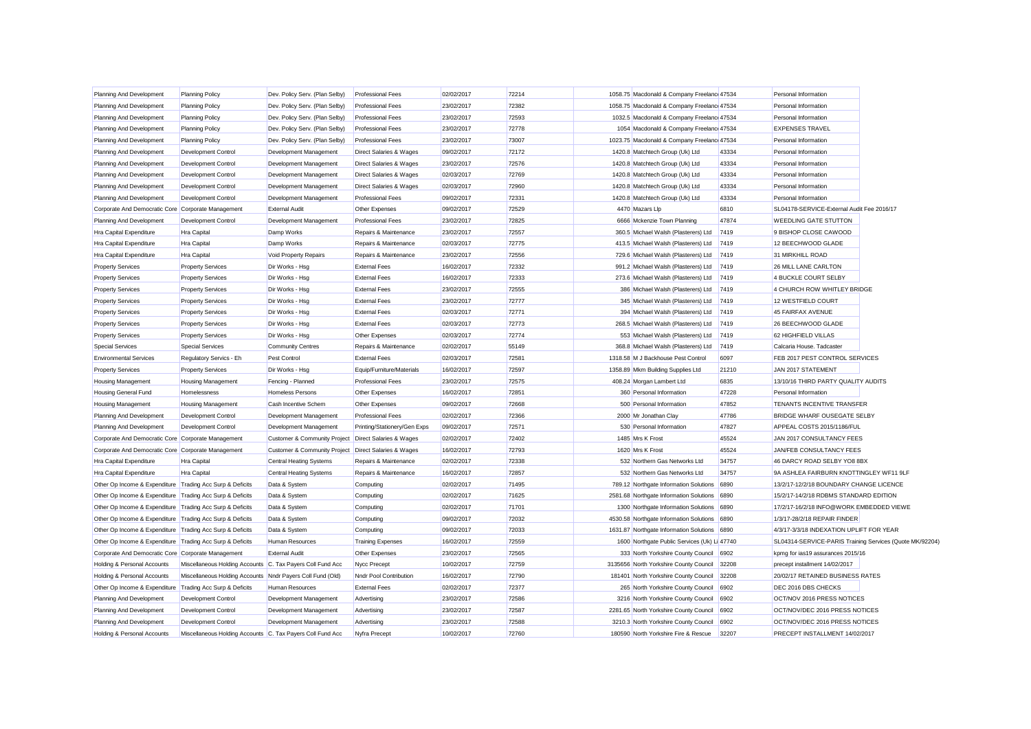| | | | | | | | | | |
|---|---|---|---|---|---|---|---|---|---|
| Planning And Development | Planning Policy | Dev. Policy Serv. (Plan Selby) | Professional Fees | 02/02/2017 | 72214 | 1058.75 | Macdonald & Company Freelanc | 47534 | Personal Information |
| Planning And Development | Planning Policy | Dev. Policy Serv. (Plan Selby) | Professional Fees | 23/02/2017 | 72382 | 1058.75 | Macdonald & Company Freelanc | 47534 | Personal Information |
| Planning And Development | Planning Policy | Dev. Policy Serv. (Plan Selby) | Professional Fees | 23/02/2017 | 72593 | 1032.5 | Macdonald & Company Freelanc | 47534 | Personal Information |
| Planning And Development | Planning Policy | Dev. Policy Serv. (Plan Selby) | Professional Fees | 23/02/2017 | 72778 | 1054 | Macdonald & Company Freelanc | 47534 | EXPENSES TRAVEL |
| Planning And Development | Planning Policy | Dev. Policy Serv. (Plan Selby) | Professional Fees | 23/02/2017 | 73007 | 1023.75 | Macdonald & Company Freelanc | 47534 | Personal Information |
| Planning And Development | Development Control | Development Management | Direct Salaries & Wages | 09/02/2017 | 72172 | 1420.8 | Matchtech Group (Uk) Ltd | 43334 | Personal Information |
| Planning And Development | Development Control | Development Management | Direct Salaries & Wages | 23/02/2017 | 72576 | 1420.8 | Matchtech Group (Uk) Ltd | 43334 | Personal Information |
| Planning And Development | Development Control | Development Management | Direct Salaries & Wages | 02/03/2017 | 72769 | 1420.8 | Matchtech Group (Uk) Ltd | 43334 | Personal Information |
| Planning And Development | Development Control | Development Management | Direct Salaries & Wages | 02/03/2017 | 72960 | 1420.8 | Matchtech Group (Uk) Ltd | 43334 | Personal Information |
| Planning And Development | Development Control | Development Management | Professional Fees | 09/02/2017 | 72331 | 1420.8 | Matchtech Group (Uk) Ltd | 43334 | Personal Information |
| Corporate And Democratic Core | Corporate Management | External Audit | Other Expenses | 09/02/2017 | 72529 | 4470 | Mazars Llp | 6810 | SL04178-SERVICE-External Audit Fee 2016/17 |
| Planning And Development | Development Control | Development Management | Professional Fees | 23/02/2017 | 72825 | 6666 | Mckenzie Town Planning | 47874 | WEEDLING GATE STUTTON |
| Hra Capital Expenditure | Hra Capital | Damp Works | Repairs & Maintenance | 23/02/2017 | 72557 | 360.5 | Michael Walsh (Plasterers) Ltd | 7419 | 9 BISHOP CLOSE CAWOOD |
| Hra Capital Expenditure | Hra Capital | Damp Works | Repairs & Maintenance | 02/03/2017 | 72775 | 413.5 | Michael Walsh (Plasterers) Ltd | 7419 | 12 BEECHWOOD GLADE |
| Hra Capital Expenditure | Hra Capital | Void Property Repairs | Repairs & Maintenance | 23/02/2017 | 72556 | 729.6 | Michael Walsh (Plasterers) Ltd | 7419 | 31 MIRKHILL ROAD |
| Property Services | Property Services | Dir Works - Hsg | External Fees | 16/02/2017 | 72332 | 991.2 | Michael Walsh (Plasterers) Ltd | 7419 | 26 MILL LANE CARLTON |
| Property Services | Property Services | Dir Works - Hsg | External Fees | 16/02/2017 | 72333 | 273.6 | Michael Walsh (Plasterers) Ltd | 7419 | 4 BUCKLE COURT SELBY |
| Property Services | Property Services | Dir Works - Hsg | External Fees | 23/02/2017 | 72555 | 386 | Michael Walsh (Plasterers) Ltd | 7419 | 4 CHURCH ROW WHITLEY BRIDGE |
| Property Services | Property Services | Dir Works - Hsg | External Fees | 23/02/2017 | 72777 | 345 | Michael Walsh (Plasterers) Ltd | 7419 | 12 WESTFIELD COURT |
| Property Services | Property Services | Dir Works - Hsg | External Fees | 02/03/2017 | 72771 | 394 | Michael Walsh (Plasterers) Ltd | 7419 | 45 FAIRFAX AVENUE |
| Property Services | Property Services | Dir Works - Hsg | External Fees | 02/03/2017 | 72773 | 268.5 | Michael Walsh (Plasterers) Ltd | 7419 | 26 BEECHWOOD GLADE |
| Property Services | Property Services | Dir Works - Hsg | Other Expenses | 02/03/2017 | 72774 | 553 | Michael Walsh (Plasterers) Ltd | 7419 | 62 HIGHFIELD VILLAS |
| Special Services | Special Services | Community Centres | Repairs & Maintenance | 02/02/2017 | 55149 | 368.8 | Michael Walsh (Plasterers) Ltd | 7419 | Calcaria House. Tadcaster |
| Environmental Services | Regulatory Servics - Eh | Pest Control | External Fees | 02/03/2017 | 72581 | 1318.58 | M J Backhouse Pest Control | 6097 | FEB 2017 PEST CONTROL SERVICES |
| Property Services | Property Services | Dir Works - Hsg | Equip/Furniture/Materials | 16/02/2017 | 72597 | 1358.89 | Mkm Building Supplies Ltd | 21210 | JAN 2017 STATEMENT |
| Housing Management | Housing Management | Fencing - Planned | Professional Fees | 23/02/2017 | 72575 | 408.24 | Morgan Lambert Ltd | 6835 | 13/10/16 THIRD PARTY QUALITY AUDITS |
| Housing General Fund | Homelessness | Homeless Persons | Other Expenses | 16/02/2017 | 72851 | 360 | Personal Information | 47228 | Personal Information |
| Housing Management | Housing Management | Cash Incentive Schem | Other Expenses | 09/02/2017 | 72668 | 500 | Personal Information | 47852 | TENANTS INCENTIVE TRANSFER |
| Planning And Development | Development Control | Development Management | Professional Fees | 02/02/2017 | 72366 | 2000 | Mr Jonathan Clay | 47786 | BRIDGE WHARF OUSEGATE SELBY |
| Planning And Development | Development Control | Development Management | Printing/Stationery/Gen Exps | 09/02/2017 | 72571 | 530 | Personal Information | 47827 | APPEAL COSTS 2015/1186/FUL |
| Corporate And Democratic Core | Corporate Management | Customer & Community Project | Direct Salaries & Wages | 02/02/2017 | 72402 | 1485 | Mrs K Frost | 45524 | JAN 2017 CONSULTANCY FEES |
| Corporate And Democratic Core | Corporate Management | Customer & Community Project | Direct Salaries & Wages | 16/02/2017 | 72793 | 1620 | Mrs K Frost | 45524 | JAN/FEB CONSULTANCY FEES |
| Hra Capital Expenditure | Hra Capital | Central Heating Systems | Repairs & Maintenance | 02/02/2017 | 72338 | 532 | Northern Gas Networks Ltd | 34757 | 46 DARCY ROAD SELBY YO8 8BX |
| Hra Capital Expenditure | Hra Capital | Central Heating Systems | Repairs & Maintenance | 16/02/2017 | 72857 | 532 | Northern Gas Networks Ltd | 34757 | 9A ASHLEA FAIRBURN KNOTTINGLEY WF11 9LF |
| Other Op Income & Expenditure | Trading Acc Surp & Deficits | Data & System | Computing | 02/02/2017 | 71495 | 789.12 | Northgate Information Solutions | 6890 | 13/2/17-12/2/18 BOUNDARY CHANGE LICENCE |
| Other Op Income & Expenditure | Trading Acc Surp & Deficits | Data & System | Computing | 02/02/2017 | 71625 | 2581.68 | Northgate Information Solutions | 6890 | 15/2/17-14/2/18 RDBMS STANDARD EDITION |
| Other Op Income & Expenditure | Trading Acc Surp & Deficits | Data & System | Computing | 02/02/2017 | 71701 | 1300 | Northgate Information Solutions | 6890 | 17/2/17-16/2/18 INFO@WORK EMBEDDED VIEWE |
| Other Op Income & Expenditure | Trading Acc Surp & Deficits | Data & System | Computing | 09/02/2017 | 72032 | 4530.58 | Northgate Information Solutions | 6890 | 1/3/17-28/2/18 REPAIR FINDER |
| Other Op Income & Expenditure | Trading Acc Surp & Deficits | Data & System | Computing | 09/02/2017 | 72033 | 1631.87 | Northgate Information Solutions | 6890 | 4/3/17-3/3/18 INDEXATION UPLIFT FOR YEAR |
| Other Op Income & Expenditure | Trading Acc Surp & Deficits | Human Resources | Training Expenses | 16/02/2017 | 72559 | 1600 | Northgate Public Services (Uk) Li | 47740 | SL04314-SERVICE-PARIS Training Services (Quote MK/92204) |
| Corporate And Democratic Core | Corporate Management | External Audit | Other Expenses | 23/02/2017 | 72565 | 333 | North Yorkshire County Council | 6902 | kpmg for ias19 assurances 2015/16 |
| Holding & Personal Accounts | Miscellaneous Holding Accounts | C. Tax Payers Coll Fund Acc | Nycc Precept | 10/02/2017 | 72759 | 3135656 | North Yorkshire County Council | 32208 | precept installment 14/02/2017 |
| Holding & Personal Accounts | Miscellaneous Holding Accounts | Nndr Payers Coll Fund (Old) | Nndr Pool Contribution | 16/02/2017 | 72790 | 181401 | North Yorkshire County Council | 32208 | 20/02/17 RETAINED BUSINESS RATES |
| Other Op Income & Expenditure | Trading Acc Surp & Deficits | Human Resources | External Fees | 02/02/2017 | 72377 | 265 | North Yorkshire County Council | 6902 | DEC 2016 DBS CHECKS |
| Planning And Development | Development Control | Development Management | Advertising | 23/02/2017 | 72586 | 3216 | North Yorkshire County Council | 6902 | OCT/NOV 2016 PRESS NOTICES |
| Planning And Development | Development Control | Development Management | Advertising | 23/02/2017 | 72587 | 2281.65 | North Yorkshire County Council | 6902 | OCT/NOV/DEC 2016 PRESS NOTICES |
| Planning And Development | Development Control | Development Management | Advertising | 23/02/2017 | 72588 | 3210.3 | North Yorkshire County Council | 6902 | OCT/NOV/DEC 2016 PRESS NOTICES |
| Holding & Personal Accounts | Miscellaneous Holding Accounts | C. Tax Payers Coll Fund Acc | Nyfra Precept | 10/02/2017 | 72760 | 180590 | North Yorkshire Fire & Rescue | 32207 | PRECEPT INSTALLMENT 14/02/2017 |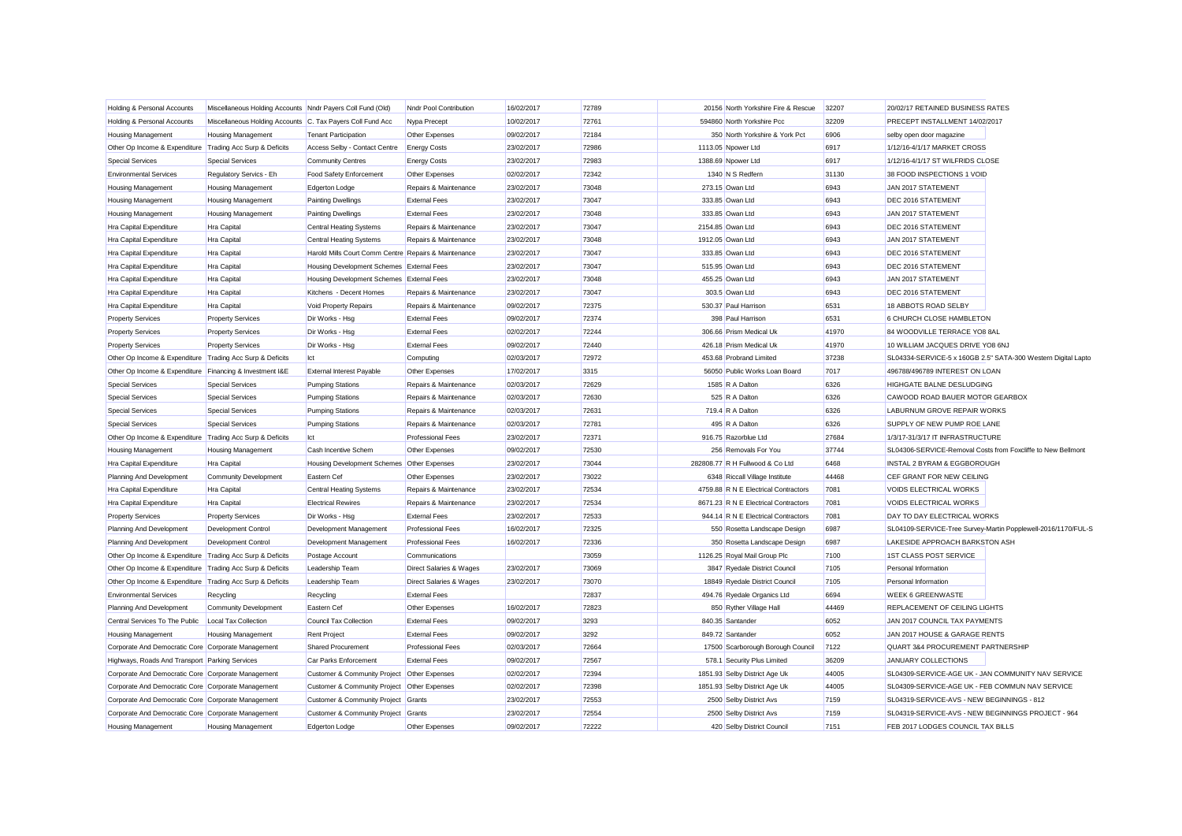| Holding & Personal Accounts | Miscellaneous Holding Accounts | Nndr Payers Coll Fund (Old) | Nndr Pool Contribution | 16/02/2017 | 72789 | 20156 | North Yorkshire Fire & Rescue | 32207 | 20/02/17 RETAINED BUSINESS RATES |
|---|---|---|---|---|---|---|---|---|---|
| Holding & Personal Accounts | Miscellaneous Holding Accounts | C. Tax Payers Coll Fund Acc | Nypa Precept | 10/02/2017 | 72761 | 594860 | North Yorkshire Pcc | 32209 | PRECEPT INSTALLMENT 14/02/2017 |
| Housing Management | Housing Management | Tenant Participation | Other Expenses | 09/02/2017 | 72184 | 350 | North Yorkshire & York Pct | 6906 | selby open door magazine |
| Other Op Income & Expenditure | Trading Acc Surp & Deficits | Access Selby - Contact Centre | Energy Costs | 23/02/2017 | 72986 | 1113.05 | Npower Ltd | 6917 | 1/12/16-4/1/17 MARKET CROSS |
| Special Services | Special Services | Community Centres | Energy Costs | 23/02/2017 | 72983 | 1388.69 | Npower Ltd | 6917 | 1/12/16-4/1/17 ST WILFRIDS CLOSE |
| Environmental Services | Regulatory Servics - Eh | Food Safety Enforcement | Other Expenses | 02/02/2017 | 72342 | 1340 | N S Redfern | 31130 | 38 FOOD INSPECTIONS 1 VOID |
| Housing Management | Housing Management | Edgerton Lodge | Repairs & Maintenance | 23/02/2017 | 73048 | 273.15 | Owan Ltd | 6943 | JAN 2017 STATEMENT |
| Housing Management | Housing Management | Painting Dwellings | External Fees | 23/02/2017 | 73047 | 333.85 | Owan Ltd | 6943 | DEC 2016 STATEMENT |
| Housing Management | Housing Management | Painting Dwellings | External Fees | 23/02/2017 | 73048 | 333.85 | Owan Ltd | 6943 | JAN 2017 STATEMENT |
| Hra Capital Expenditure | Hra Capital | Central Heating Systems | Repairs & Maintenance | 23/02/2017 | 73047 | 2154.85 | Owan Ltd | 6943 | DEC 2016 STATEMENT |
| Hra Capital Expenditure | Hra Capital | Central Heating Systems | Repairs & Maintenance | 23/02/2017 | 73048 | 1912.05 | Owan Ltd | 6943 | JAN 2017 STATEMENT |
| Hra Capital Expenditure | Hra Capital | Harold Mills Court Comm Centre | Repairs & Maintenance | 23/02/2017 | 73047 | 333.85 | Owan Ltd | 6943 | DEC 2016 STATEMENT |
| Hra Capital Expenditure | Hra Capital | Housing Development Schemes | External Fees | 23/02/2017 | 73047 | 515.95 | Owan Ltd | 6943 | DEC 2016 STATEMENT |
| Hra Capital Expenditure | Hra Capital | Housing Development Schemes | External Fees | 23/02/2017 | 73048 | 455.25 | Owan Ltd | 6943 | JAN 2017 STATEMENT |
| Hra Capital Expenditure | Hra Capital | Kitchens - Decent Homes | Repairs & Maintenance | 23/02/2017 | 73047 | 303.5 | Owan Ltd | 6943 | DEC 2016 STATEMENT |
| Hra Capital Expenditure | Hra Capital | Void Property Repairs | Repairs & Maintenance | 09/02/2017 | 72375 | 530.37 | Paul Harrison | 6531 | 18 ABBOTS ROAD SELBY |
| Property Services | Property Services | Dir Works - Hsg | External Fees | 09/02/2017 | 72374 | 398 | Paul Harrison | 6531 | 6 CHURCH CLOSE HAMBLETON |
| Property Services | Property Services | Dir Works - Hsg | External Fees | 02/02/2017 | 72244 | 306.66 | Prism Medical Uk | 41970 | 84 WOODVILLE TERRACE YO8 8AL |
| Property Services | Property Services | Dir Works - Hsg | External Fees | 09/02/2017 | 72440 | 426.18 | Prism Medical Uk | 41970 | 10 WILLIAM JACQUES DRIVE YO8 6NJ |
| Other Op Income & Expenditure | Trading Acc Surp & Deficits | Ict | Computing | 02/03/2017 | 72972 | 453.68 | Probrand Limited | 37238 | SL04334-SERVICE-5 x 160GB 2.5" SATA-300 Western Digital Lapto |
| Other Op Income & Expenditure | Financing & Investment I&E | External Interest Payable | Other Expenses | 17/02/2017 | 3315 | 56050 | Public Works Loan Board | 7017 | 496788/496789 INTEREST ON LOAN |
| Special Services | Special Services | Pumping Stations | Repairs & Maintenance | 02/03/2017 | 72629 | 1585 | R A Dalton | 6326 | HIGHGATE BALNE DESLUDGING |
| Special Services | Special Services | Pumping Stations | Repairs & Maintenance | 02/03/2017 | 72630 | 525 | R A Dalton | 6326 | CAWOOD ROAD BAUER MOTOR GEARBOX |
| Special Services | Special Services | Pumping Stations | Repairs & Maintenance | 02/03/2017 | 72631 | 719.4 | R A Dalton | 6326 | LABURNUM GROVE REPAIR WORKS |
| Special Services | Special Services | Pumping Stations | Repairs & Maintenance | 02/03/2017 | 72781 | 495 | R A Dalton | 6326 | SUPPLY OF NEW PUMP ROE LANE |
| Other Op Income & Expenditure | Trading Acc Surp & Deficits | Ict | Professional Fees | 23/02/2017 | 72371 | 916.75 | Razorblue Ltd | 27684 | 1/3/17-31/3/17 IT INFRASTRUCTURE |
| Housing Management | Housing Management | Cash Incentive Schem | Other Expenses | 09/02/2017 | 72530 | 256 | Removals For You | 37744 | SL04306-SERVICE-Removal Costs from Foxcliffe to New Bellmont |
| Hra Capital Expenditure | Hra Capital | Housing Development Schemes | Other Expenses | 23/02/2017 | 73044 | 282808.77 | R H Fullwood & Co Ltd | 6468 | INSTAL 2 BYRAM & EGGBOROUGH |
| Planning And Development | Community Development | Eastern Cef | Other Expenses | 23/02/2017 | 73022 | 6348 | Riccall Village Institute | 44468 | CEF GRANT FOR NEW CEILING |
| Hra Capital Expenditure | Hra Capital | Central Heating Systems | Repairs & Maintenance | 23/02/2017 | 72534 | 4759.88 | R N E Electrical Contractors | 7081 | VOIDS ELECTRICAL WORKS |
| Hra Capital Expenditure | Hra Capital | Electrical Rewires | Repairs & Maintenance | 23/02/2017 | 72534 | 8671.23 | R N E Electrical Contractors | 7081 | VOIDS ELECTRICAL WORKS |
| Property Services | Property Services | Dir Works - Hsg | External Fees | 23/02/2017 | 72533 | 944.14 | R N E Electrical Contractors | 7081 | DAY TO DAY ELECTRICAL WORKS |
| Planning And Development | Development Control | Development Management | Professional Fees | 16/02/2017 | 72325 | 550 | Rosetta Landscape Design | 6987 | SL04109-SERVICE-Tree Survey-Martin Popplewell-2016/1170/FUL-S |
| Planning And Development | Development Control | Development Management | Professional Fees | 16/02/2017 | 72336 | 350 | Rosetta Landscape Design | 6987 | LAKESIDE APPROACH BARKSTON ASH |
| Other Op Income & Expenditure | Trading Acc Surp & Deficits | Postage Account | Communications | | 73059 | 1126.25 | Royal Mail Group Plc | 7100 | 1ST CLASS POST SERVICE |
| Other Op Income & Expenditure | Trading Acc Surp & Deficits | Leadership Team | Direct Salaries & Wages | 23/02/2017 | 73069 | 3847 | Ryedale District Council | 7105 | Personal Information |
| Other Op Income & Expenditure | Trading Acc Surp & Deficits | Leadership Team | Direct Salaries & Wages | 23/02/2017 | 73070 | 18849 | Ryedale District Council | 7105 | Personal Information |
| Environmental Services | Recycling | Recycling | External Fees | | 72837 | 494.76 | Ryedale Organics Ltd | 6694 | WEEK 6 GREENWASTE |
| Planning And Development | Community Development | Eastern Cef | Other Expenses | 16/02/2017 | 72823 | 850 | Ryther Village Hall | 44469 | REPLACEMENT OF CEILING LIGHTS |
| Central Services To The Public | Local Tax Collection | Council Tax Collection | External Fees | 09/02/2017 | 3293 | 840.35 | Santander | 6052 | JAN 2017 COUNCIL TAX PAYMENTS |
| Housing Management | Housing Management | Rent Project | External Fees | 09/02/2017 | 3292 | 849.72 | Santander | 6052 | JAN 2017 HOUSE & GARAGE RENTS |
| Corporate And Democratic Core | Corporate Management | Shared Procurement | Professional Fees | 02/03/2017 | 72664 | 17500 | Scarborough Borough Council | 7122 | QUART 3&4 PROCUREMENT PARTNERSHIP |
| Highways, Roads And Transport | Parking Services | Car Parks Enforcement | External Fees | 09/02/2017 | 72567 | 578.1 | Security Plus Limited | 36209 | JANUARY COLLECTIONS |
| Corporate And Democratic Core | Corporate Management | Customer & Community Project | Other Expenses | 02/02/2017 | 72394 | 1851.93 | Selby District Age Uk | 44005 | SL04309-SERVICE-AGE UK - JAN COMMUNITY NAV SERVICE |
| Corporate And Democratic Core | Corporate Management | Customer & Community Project | Other Expenses | 02/02/2017 | 72398 | 1851.93 | Selby District Age Uk | 44005 | SL04309-SERVICE-AGE UK - FEB COMMUN NAV SERVICE |
| Corporate And Democratic Core | Corporate Management | Customer & Community Project | Grants | 23/02/2017 | 72553 | 2500 | Selby District Avs | 7159 | SL04319-SERVICE-AVS - NEW BEGINNINGS - 812 |
| Corporate And Democratic Core | Corporate Management | Customer & Community Project | Grants | 23/02/2017 | 72554 | 2500 | Selby District Avs | 7159 | SL04319-SERVICE-AVS - NEW BEGINNINGS PROJECT - 964 |
| Housing Management | Housing Management | Edgerton Lodge | Other Expenses | 09/02/2017 | 72222 | 420 | Selby District Council | 7151 | FEB 2017 LODGES COUNCIL TAX BILLS |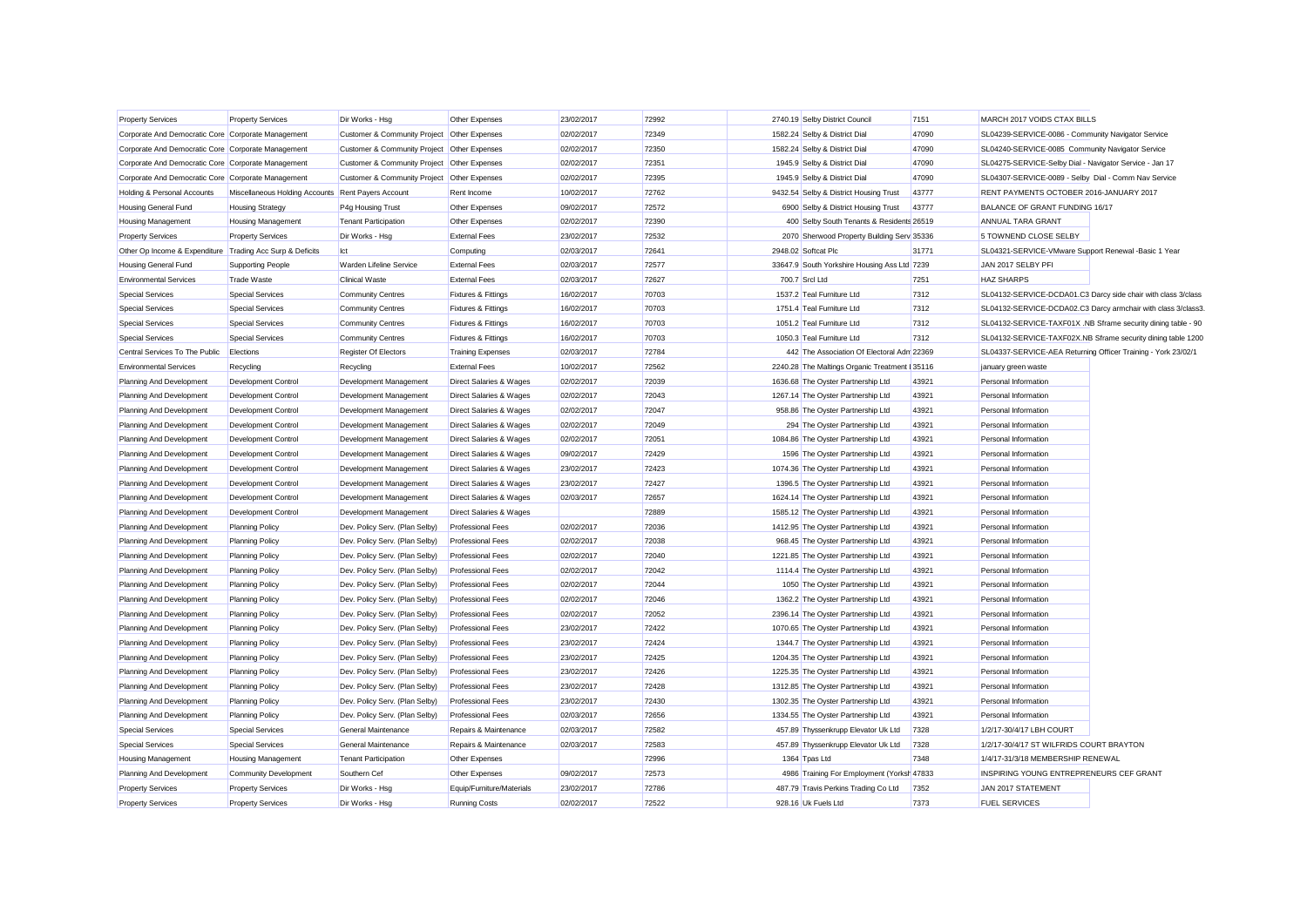| Property Services | Property Services | Dir Works - Hsg | Other Expenses | 23/02/2017 | 72992 | 2740.19 | Selby District Council | 7151 | MARCH 2017 VOIDS CTAX BILLS |
|---|---|---|---|---|---|---|---|---|---|
| Corporate And Democratic Core | Corporate Management | Customer & Community Project | Other Expenses | 02/02/2017 | 72349 | 1582.24 | Selby & District Dial | 47090 | SL04239-SERVICE-0086 - Community Navigator Service |
| Corporate And Democratic Core | Corporate Management | Customer & Community Project | Other Expenses | 02/02/2017 | 72350 | 1582.24 | Selby & District Dial | 47090 | SL04240-SERVICE-0085 Community Navigator Service |
| Corporate And Democratic Core | Corporate Management | Customer & Community Project | Other Expenses | 02/02/2017 | 72351 | 1945.9 | Selby & District Dial | 47090 | SL04275-SERVICE-Selby Dial - Navigator Service - Jan 17 |
| Corporate And Democratic Core | Corporate Management | Customer & Community Project | Other Expenses | 02/02/2017 | 72395 | 1945.9 | Selby & District Dial | 47090 | SL04307-SERVICE-0089 - Selby Dial - Comm Nav Service |
| Holding & Personal Accounts | Miscellaneous Holding Accounts | Rent Payers Account | Rent Income | 10/02/2017 | 72762 | 9432.54 | Selby & District Housing Trust | 43777 | RENT PAYMENTS OCTOBER 2016-JANUARY 2017 |
| Housing General Fund | Housing Strategy | P4g Housing Trust | Other Expenses | 09/02/2017 | 72572 | 6900 | Selby & District Housing Trust | 43777 | BALANCE OF GRANT FUNDING 16/17 |
| Housing Management | Housing Management | Tenant Participation | Other Expenses | 02/02/2017 | 72390 | 400 | Selby South Tenants & Residents | 26519 | ANNUAL TARA GRANT |
| Property Services | Property Services | Dir Works - Hsg | External Fees | 23/02/2017 | 72532 | 2070 | Sherwood Property Building Serv | 35336 | 5 TOWNEND CLOSE SELBY |
| Other Op Income & Expenditure | Trading Acc Surp & Deficits | Ict | Computing | 02/03/2017 | 72641 | 2948.02 | Softcat Plc | 31771 | SL04321-SERVICE-VMware Support Renewal -Basic 1 Year |
| Housing General Fund | Supporting People | Warden Lifeline Service | External Fees | 02/03/2017 | 72577 | 33647.9 | South Yorkshire Housing Ass Ltd | 7239 | JAN 2017 SELBY PFI |
| Environmental Services | Trade Waste | Clinical Waste | External Fees | 02/03/2017 | 72627 | 700.7 | Srcl Ltd | 7251 | HAZ SHARPS |
| Special Services | Special Services | Community Centres | Fixtures & Fittings | 16/02/2017 | 70703 | 1537.2 | Teal Furniture Ltd | 7312 | SL04132-SERVICE-DCDA01.C3 Darcy side chair with class 3/class |
| Special Services | Special Services | Community Centres | Fixtures & Fittings | 16/02/2017 | 70703 | 1751.4 | Teal Furniture Ltd | 7312 | SL04132-SERVICE-DCDA02.C3 Darcy armchair with class 3/class3. |
| Special Services | Special Services | Community Centres | Fixtures & Fittings | 16/02/2017 | 70703 | 1051.2 | Teal Furniture Ltd | 7312 | SL04132-SERVICE-TAXF01X .NB Sframe security dining table - 90 |
| Special Services | Special Services | Community Centres | Fixtures & Fittings | 16/02/2017 | 70703 | 1050.3 | Teal Furniture Ltd | 7312 | SL04132-SERVICE-TAXF02X.NB Sframe security dining table 1200 |
| Central Services To The Public | Elections | Register Of Electors | Training Expenses | 02/03/2017 | 72784 | 442 | The Association Of Electoral Adm | 22369 | SL04337-SERVICE-AEA Returning Officer Training - York 23/02/1 |
| Environmental Services | Recycling | Recycling | External Fees | 10/02/2017 | 72562 | 2240.28 | The Maltings Organic Treatment l | 35116 | january green waste |
| Planning And Development | Development Control | Development Management | Direct Salaries & Wages | 02/02/2017 | 72039 | 1636.68 | The Oyster Partnership Ltd | 43921 | Personal Information |
| Planning And Development | Development Control | Development Management | Direct Salaries & Wages | 02/02/2017 | 72043 | 1267.14 | The Oyster Partnership Ltd | 43921 | Personal Information |
| Planning And Development | Development Control | Development Management | Direct Salaries & Wages | 02/02/2017 | 72047 | 958.86 | The Oyster Partnership Ltd | 43921 | Personal Information |
| Planning And Development | Development Control | Development Management | Direct Salaries & Wages | 02/02/2017 | 72049 | 294 | The Oyster Partnership Ltd | 43921 | Personal Information |
| Planning And Development | Development Control | Development Management | Direct Salaries & Wages | 02/02/2017 | 72051 | 1084.86 | The Oyster Partnership Ltd | 43921 | Personal Information |
| Planning And Development | Development Control | Development Management | Direct Salaries & Wages | 09/02/2017 | 72429 | 1596 | The Oyster Partnership Ltd | 43921 | Personal Information |
| Planning And Development | Development Control | Development Management | Direct Salaries & Wages | 23/02/2017 | 72423 | 1074.36 | The Oyster Partnership Ltd | 43921 | Personal Information |
| Planning And Development | Development Control | Development Management | Direct Salaries & Wages | 23/02/2017 | 72427 | 1396.5 | The Oyster Partnership Ltd | 43921 | Personal Information |
| Planning And Development | Development Control | Development Management | Direct Salaries & Wages | 02/03/2017 | 72657 | 1624.14 | The Oyster Partnership Ltd | 43921 | Personal Information |
| Planning And Development | Development Control | Development Management | Direct Salaries & Wages | | 72889 | 1585.12 | The Oyster Partnership Ltd | 43921 | Personal Information |
| Planning And Development | Planning Policy | Dev. Policy Serv. (Plan Selby) | Professional Fees | 02/02/2017 | 72036 | 1412.95 | The Oyster Partnership Ltd | 43921 | Personal Information |
| Planning And Development | Planning Policy | Dev. Policy Serv. (Plan Selby) | Professional Fees | 02/02/2017 | 72038 | 968.45 | The Oyster Partnership Ltd | 43921 | Personal Information |
| Planning And Development | Planning Policy | Dev. Policy Serv. (Plan Selby) | Professional Fees | 02/02/2017 | 72040 | 1221.85 | The Oyster Partnership Ltd | 43921 | Personal Information |
| Planning And Development | Planning Policy | Dev. Policy Serv. (Plan Selby) | Professional Fees | 02/02/2017 | 72042 | 1114.4 | The Oyster Partnership Ltd | 43921 | Personal Information |
| Planning And Development | Planning Policy | Dev. Policy Serv. (Plan Selby) | Professional Fees | 02/02/2017 | 72044 | 1050 | The Oyster Partnership Ltd | 43921 | Personal Information |
| Planning And Development | Planning Policy | Dev. Policy Serv. (Plan Selby) | Professional Fees | 02/02/2017 | 72046 | 1362.2 | The Oyster Partnership Ltd | 43921 | Personal Information |
| Planning And Development | Planning Policy | Dev. Policy Serv. (Plan Selby) | Professional Fees | 02/02/2017 | 72052 | 2396.14 | The Oyster Partnership Ltd | 43921 | Personal Information |
| Planning And Development | Planning Policy | Dev. Policy Serv. (Plan Selby) | Professional Fees | 23/02/2017 | 72422 | 1070.65 | The Oyster Partnership Ltd | 43921 | Personal Information |
| Planning And Development | Planning Policy | Dev. Policy Serv. (Plan Selby) | Professional Fees | 23/02/2017 | 72424 | 1344.7 | The Oyster Partnership Ltd | 43921 | Personal Information |
| Planning And Development | Planning Policy | Dev. Policy Serv. (Plan Selby) | Professional Fees | 23/02/2017 | 72425 | 1204.35 | The Oyster Partnership Ltd | 43921 | Personal Information |
| Planning And Development | Planning Policy | Dev. Policy Serv. (Plan Selby) | Professional Fees | 23/02/2017 | 72426 | 1225.35 | The Oyster Partnership Ltd | 43921 | Personal Information |
| Planning And Development | Planning Policy | Dev. Policy Serv. (Plan Selby) | Professional Fees | 23/02/2017 | 72428 | 1312.85 | The Oyster Partnership Ltd | 43921 | Personal Information |
| Planning And Development | Planning Policy | Dev. Policy Serv. (Plan Selby) | Professional Fees | 23/02/2017 | 72430 | 1302.35 | The Oyster Partnership Ltd | 43921 | Personal Information |
| Planning And Development | Planning Policy | Dev. Policy Serv. (Plan Selby) | Professional Fees | 02/03/2017 | 72656 | 1334.55 | The Oyster Partnership Ltd | 43921 | Personal Information |
| Special Services | Special Services | General Maintenance | Repairs & Maintenance | 02/03/2017 | 72582 | 457.89 | Thyssenkrupp Elevator Uk Ltd | 7328 | 1/2/17-30/4/17 LBH COURT |
| Special Services | Special Services | General Maintenance | Repairs & Maintenance | 02/03/2017 | 72583 | 457.89 | Thyssenkrupp Elevator Uk Ltd | 7328 | 1/2/17-30/4/17 ST WILFRIDS COURT BRAYTON |
| Housing Management | Housing Management | Tenant Participation | Other Expenses | | 72996 | 1364 | Tpas Ltd | 7348 | 1/4/17-31/3/18 MEMBERSHIP RENEWAL |
| Planning And Development | Community Development | Southern Cef | Other Expenses | 09/02/2017 | 72573 | 4986 | Training For Employment (Yorksh | 47833 | INSPIRING YOUNG ENTREPRENEURS CEF GRANT |
| Property Services | Property Services | Dir Works - Hsg | Equip/Furniture/Materials | 23/02/2017 | 72786 | 487.79 | Travis Perkins Trading Co Ltd | 7352 | JAN 2017 STATEMENT |
| Property Services | Property Services | Dir Works - Hsg | Running Costs | 02/02/2017 | 72522 | 928.16 | Uk Fuels Ltd | 7373 | FUEL SERVICES |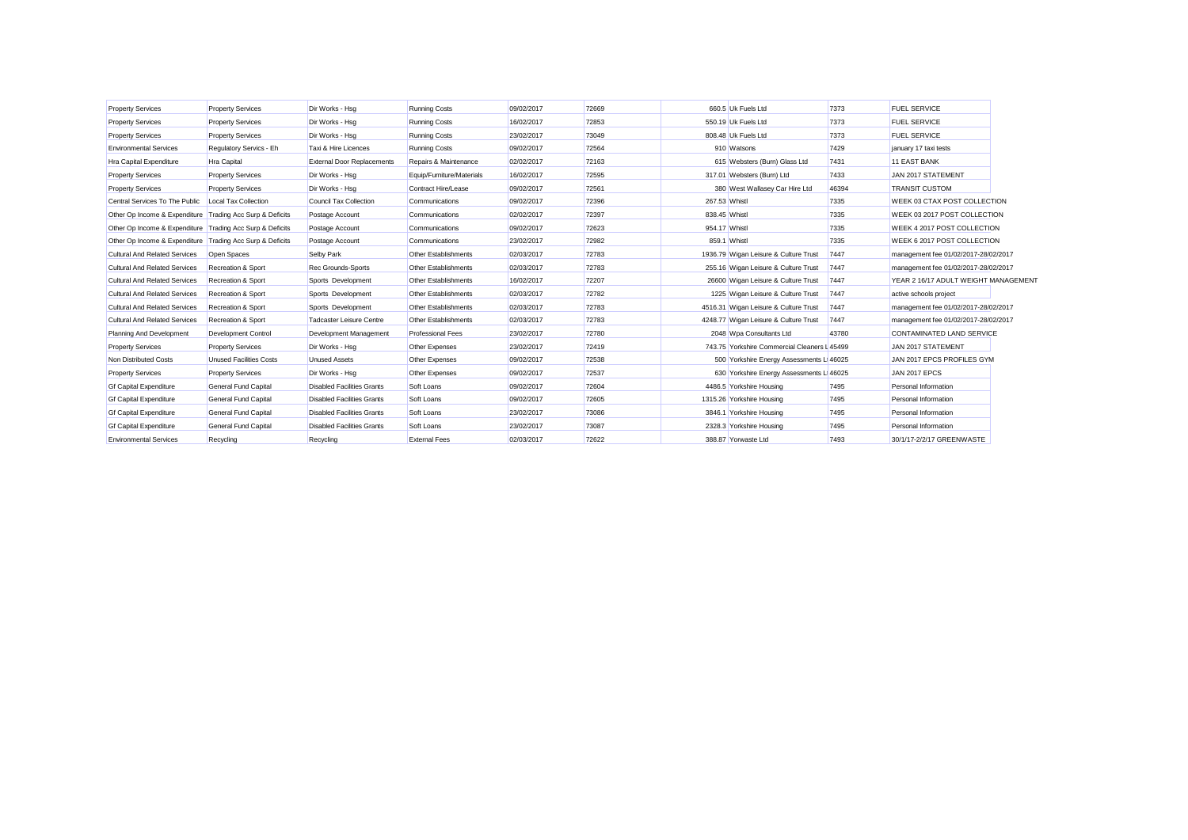| | | | | | | | | | |
|---|---|---|---|---|---|---|---|---|---|
| Property Services | Property Services | Dir Works - Hsg | Running Costs | 09/02/2017 | 72669 | 660.5 | Uk Fuels Ltd | 7373 | FUEL SERVICE |
| Property Services | Property Services | Dir Works - Hsg | Running Costs | 16/02/2017 | 72853 | 550.19 | Uk Fuels Ltd | 7373 | FUEL SERVICE |
| Property Services | Property Services | Dir Works - Hsg | Running Costs | 23/02/2017 | 73049 | 808.48 | Uk Fuels Ltd | 7373 | FUEL SERVICE |
| Environmental Services | Regulatory Servics - Eh | Taxi & Hire Licences | Running Costs | 09/02/2017 | 72564 | 910 | Watsons | 7429 | january 17 taxi tests |
| Hra Capital Expenditure | Hra Capital | External Door Replacements | Repairs & Maintenance | 02/02/2017 | 72163 | 615 | Websters (Burn) Glass Ltd | 7431 | 11 EAST BANK |
| Property Services | Property Services | Dir Works - Hsg | Equip/Furniture/Materials | 16/02/2017 | 72595 | 317.01 | Websters (Burn) Ltd | 7433 | JAN 2017 STATEMENT |
| Property Services | Property Services | Dir Works - Hsg | Contract Hire/Lease | 09/02/2017 | 72561 | 380 | West Wallasey Car Hire Ltd | 46394 | TRANSIT CUSTOM |
| Central Services To The Public | Local Tax Collection | Council Tax Collection | Communications | 09/02/2017 | 72396 | 267.53 | Whistl | 7335 | WEEK 03 CTAX POST COLLECTION |
| Other Op Income & Expenditure | Trading Acc Surp & Deficits | Postage Account | Communications | 02/02/2017 | 72397 | 838.45 | Whistl | 7335 | WEEK 03 2017 POST COLLECTION |
| Other Op Income & Expenditure | Trading Acc Surp & Deficits | Postage Account | Communications | 09/02/2017 | 72623 | 954.17 | Whistl | 7335 | WEEK 4 2017 POST COLLECTION |
| Other Op Income & Expenditure | Trading Acc Surp & Deficits | Postage Account | Communications | 23/02/2017 | 72982 | 859.1 | Whistl | 7335 | WEEK 6 2017 POST COLLECTION |
| Cultural And Related Services | Open Spaces | Selby Park | Other Establishments | 02/03/2017 | 72783 | 1936.79 | Wigan Leisure & Culture Trust | 7447 | management fee 01/02/2017-28/02/2017 |
| Cultural And Related Services | Recreation & Sport | Rec Grounds-Sports | Other Establishments | 02/03/2017 | 72783 | 255.16 | Wigan Leisure & Culture Trust | 7447 | management fee 01/02/2017-28/02/2017 |
| Cultural And Related Services | Recreation & Sport | Sports Development | Other Establishments | 16/02/2017 | 72207 | 26600 | Wigan Leisure & Culture Trust | 7447 | YEAR 2 16/17 ADULT WEIGHT MANAGEMENT |
| Cultural And Related Services | Recreation & Sport | Sports Development | Other Establishments | 02/03/2017 | 72782 | 1225 | Wigan Leisure & Culture Trust | 7447 | active schools project |
| Cultural And Related Services | Recreation & Sport | Sports Development | Other Establishments | 02/03/2017 | 72783 | 4516.31 | Wigan Leisure & Culture Trust | 7447 | management fee 01/02/2017-28/02/2017 |
| Cultural And Related Services | Recreation & Sport | Tadcaster Leisure Centre | Other Establishments | 02/03/2017 | 72783 | 4248.77 | Wigan Leisure & Culture Trust | 7447 | management fee 01/02/2017-28/02/2017 |
| Planning And Development | Development Control | Development Management | Professional Fees | 23/02/2017 | 72780 | 2048 | Wpa Consultants Ltd | 43780 | CONTAMINATED LAND SERVICE |
| Property Services | Property Services | Dir Works - Hsg | Other Expenses | 23/02/2017 | 72419 | 743.75 | Yorkshire Commercial Cleaners L | 45499 | JAN 2017 STATEMENT |
| Non Distributed Costs | Unused Facilities Costs | Unused Assets | Other Expenses | 09/02/2017 | 72538 | 500 | Yorkshire Energy Assessments L | 46025 | JAN 2017 EPCS PROFILES GYM |
| Property Services | Property Services | Dir Works - Hsg | Other Expenses | 09/02/2017 | 72537 | 630 | Yorkshire Energy Assessments L | 46025 | JAN 2017 EPCS |
| Gf Capital Expenditure | General Fund Capital | Disabled Facilities Grants | Soft Loans | 09/02/2017 | 72604 | 4486.5 | Yorkshire Housing | 7495 | Personal Information |
| Gf Capital Expenditure | General Fund Capital | Disabled Facilities Grants | Soft Loans | 09/02/2017 | 72605 | 1315.26 | Yorkshire Housing | 7495 | Personal Information |
| Gf Capital Expenditure | General Fund Capital | Disabled Facilities Grants | Soft Loans | 23/02/2017 | 73086 | 3846.1 | Yorkshire Housing | 7495 | Personal Information |
| Gf Capital Expenditure | General Fund Capital | Disabled Facilities Grants | Soft Loans | 23/02/2017 | 73087 | 2328.3 | Yorkshire Housing | 7495 | Personal Information |
| Environmental Services | Recycling | Recycling | External Fees | 02/03/2017 | 72622 | 388.87 | Yorwaste Ltd | 7493 | 30/1/17-2/2/17 GREENWASTE |